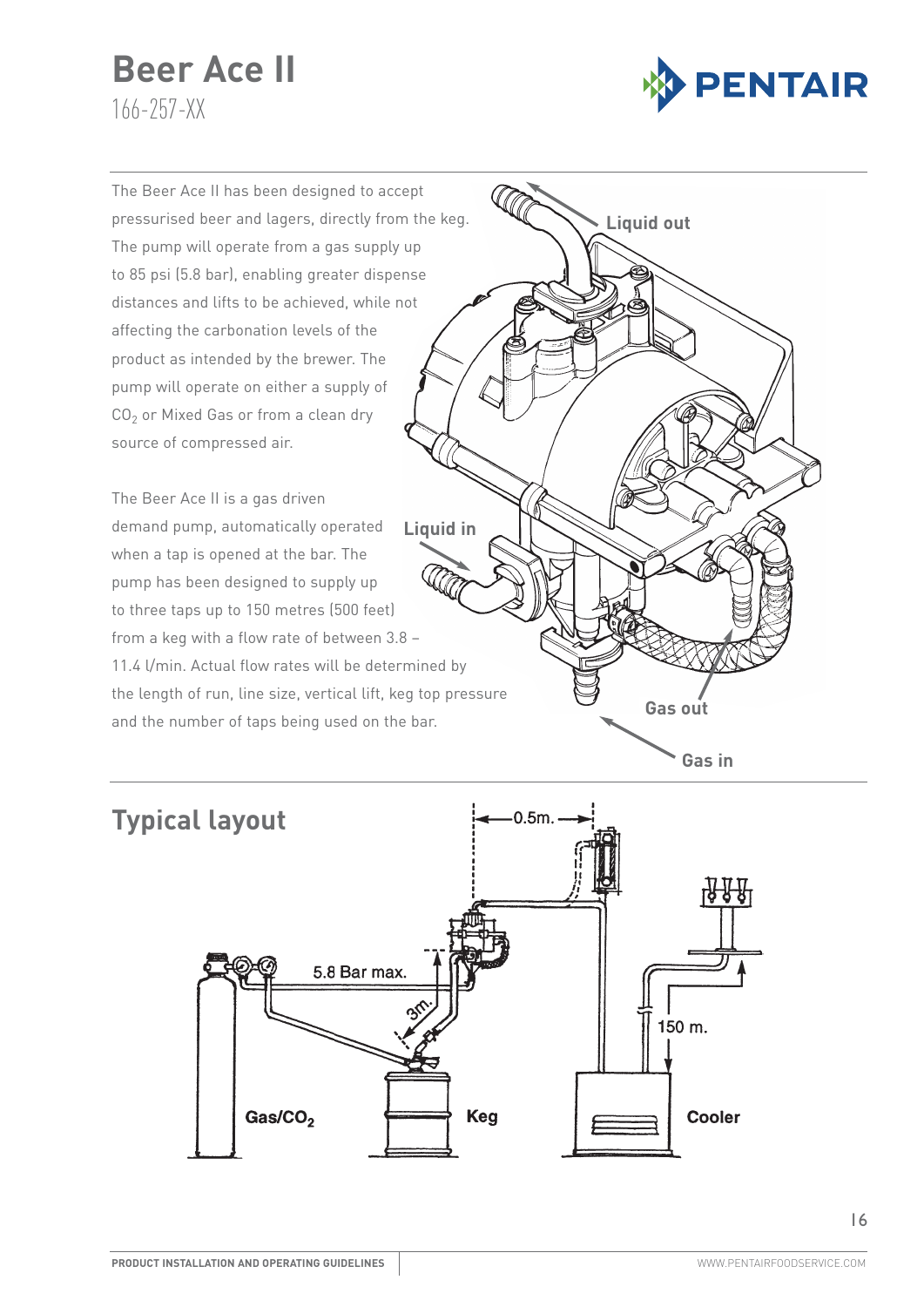# Beer Ace II

166-257-XX

The Beer Ace II has been designed to accept pressurised beer and lagers, directly from the keg. The pump will operate from a gas supply up to 85 psi (5.8 bar), enabling greater dispense distances and lifts to be achieved, while not affecting the carbonation levels of the product as intended by the brewer. The pump will operate on either a supply of $CO_2$ or Mixed Gas or from a clean dry source of compressed air.

The Beer Ace II is a gas driven demand pump, automatically operated when a tap is opened at the bar. The pump has been designed to supply up to three taps up to 150 metres (500 feet) from a keg with a flow rate of between 3.8 – 11.4 l/min. Actual flow rates will be determined by the length of run, line size, vertical lift, keg top pressure and the number of taps being used on the bar.

Liquid out

Liquid in

Gas out

Gas in

## Typical layout

0.5m.

5.8 Bar max.

3m.

150 m.

Gas/$CO_2$

Keg

Cooler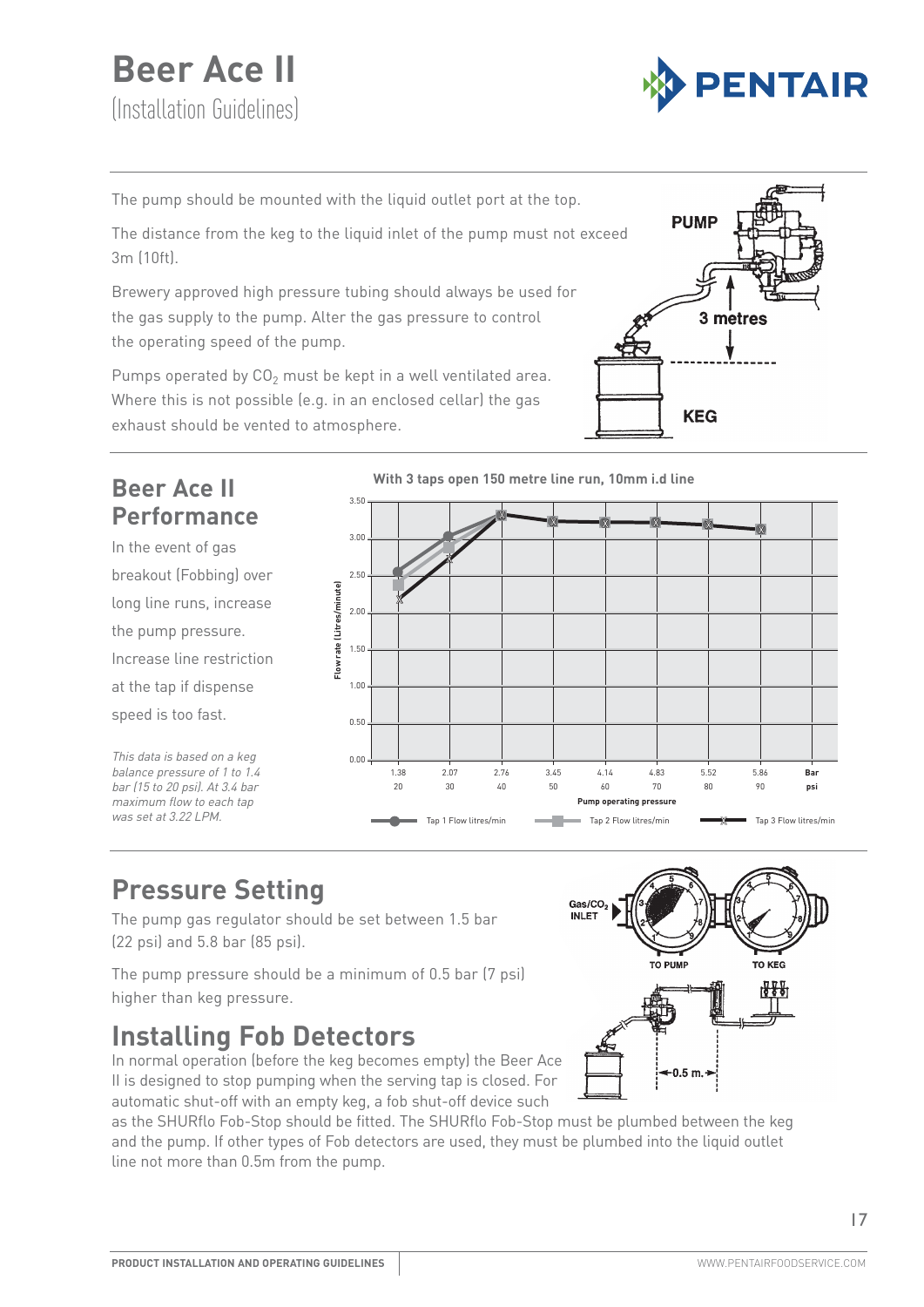# Beer Ace II

(Installation Guidelines)

The pump should be mounted with the liquid outlet port at the top.

The distance from the keg to the liquid inlet of the pump must not exceed 3m (10ft).

Brewery approved high pressure tubing should always be used for the gas supply to the pump. Alter the gas pressure to control the operating speed of the pump.

Pumps operated by $CO_2$ must be kept in a well ventilated area. Where this is not possible (e.g. in an enclosed cellar) the gas exhaust should be vented to atmosphere.

## Beer Ace II Performance

In the event of gas breakout (Fobbing) over long line runs, increase the pump pressure. Increase line restriction at the tap if dispense speed is too fast.

*This data is based on a keg balance pressure of 1 to 1.4 bar (15 to 20 psi). At 3.4 bar maximum flow to each tap was set at 3.22 LPM.*

**With 3 taps open 150 metre line run, 10mm i.d line**

## Pressure Setting

The pump gas regulator should be set between 1.5 bar (22 psi) and 5.8 bar (85 psi).

The pump pressure should be a minimum of 0.5 bar (7 psi) higher than keg pressure.

## Installing Fob Detectors

In normal operation (before the keg becomes empty) the Beer Ace II is designed to stop pumping when the serving tap is closed. For automatic shut-off with an empty keg, a fob shut-off device such as the SHURflo Fob-Stop should be fitted. The SHURflo Fob-Stop must be plumbed between the keg and the pump. If other types of Fob detectors are used, they must be plumbed into the liquid outlet line not more than 0.5m from the pump.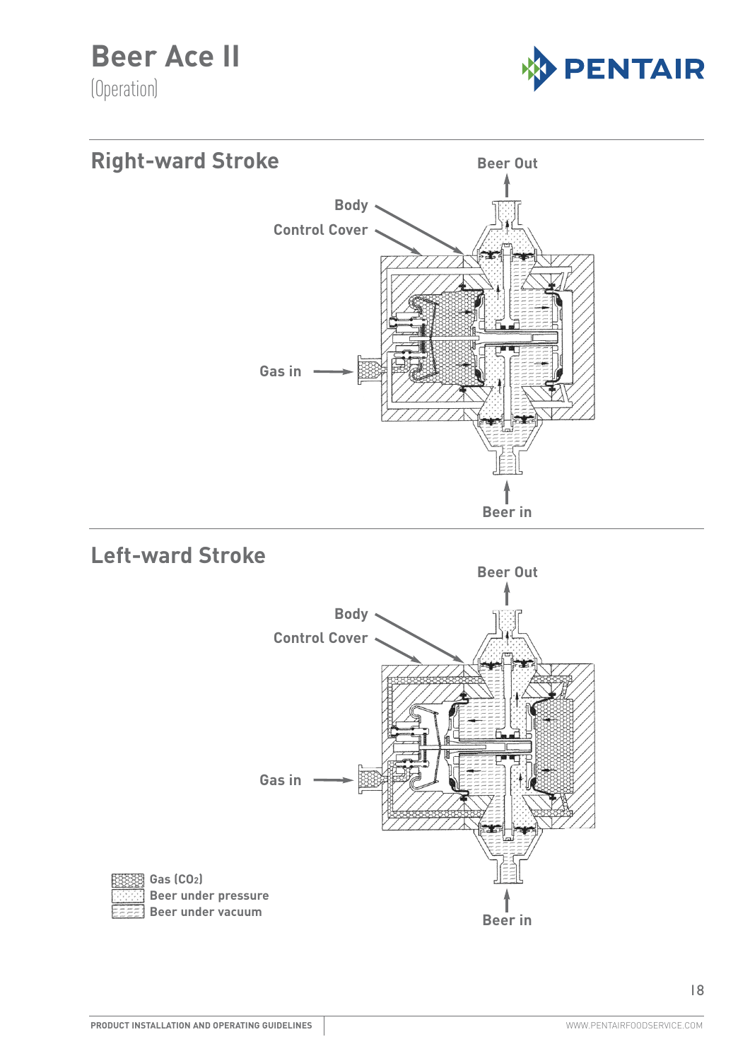# Beer Ace II

(Operation)

## Right-ward Stroke

Beer Out

Body

Control Cover

Gas in

Beer in

## Left-ward Stroke

Beer Out

Body

Control Cover

Gas in

Beer in

Gas ($CO_2$)
Beer under pressure
Beer under vacuum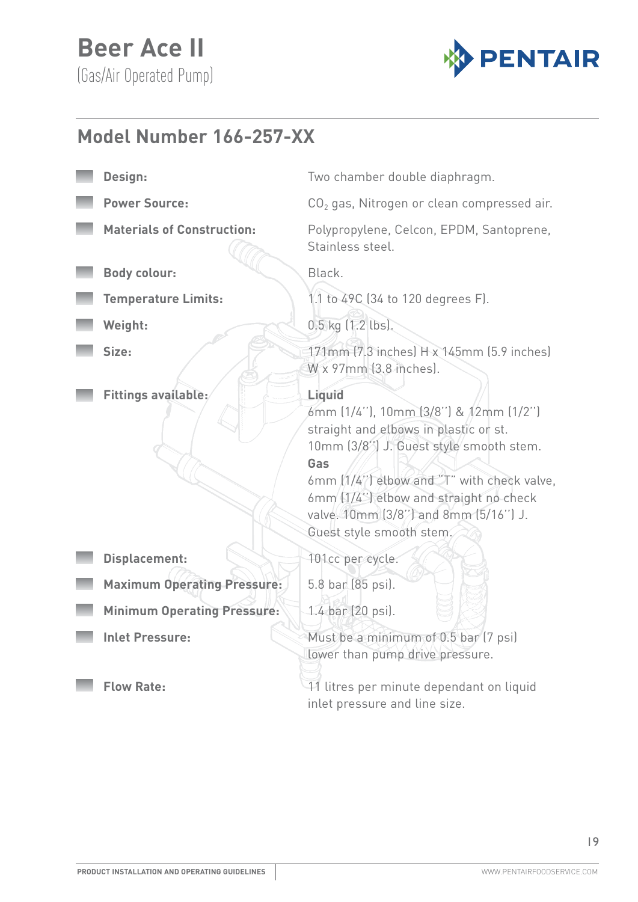# Beer Ace II

(Gas/Air Operated Pump)

PENTAIR

## Model Number 166-257-XX

| | |
|---|---|
| **Design:** | Two chamber double diaphragm. |
| **Power Source:** | $CO_2$ gas, Nitrogen or clean compressed air. |
| **Materials of Construction:** | Polypropylene, Celcon, EPDM, Santoprene, Stainless steel. |
| **Body colour:** | Black. |
| **Temperature Limits:** | 1.1 to 49C (34 to 120 degrees F). |
| **Weight:** | 0.5 kg (1.2 lbs). |
| **Size:** | 171mm (7.3 inches) H x 145mm (5.9 inches) W x 97mm (3.8 inches). |
| **Fittings available:** | **Liquid**<br>6mm (1/4''), 10mm (3/8'') & 12mm (1/2'') straight and elbows in plastic or st. 10mm (3/8'') J. Guest style smooth stem.<br>**Gas**<br>6mm (1/4'') elbow and "T" with check valve, 6mm (1/4'') elbow and straight no check valve. 10mm (3/8'') and 8mm (5/16'') J. Guest style smooth stem. |
| **Displacement:** | 101cc per cycle. |
| **Maximum Operating Pressure:** | 5.8 bar (85 psi). |
| **Minimum Operating Pressure:** | 1.4 bar (20 psi). |
| **Inlet Pressure:** | Must be a minimum of 0.5 bar (7 psi) lower than pump drive pressure. |
| **Flow Rate:** | 11 litres per minute dependant on liquid inlet pressure and line size. |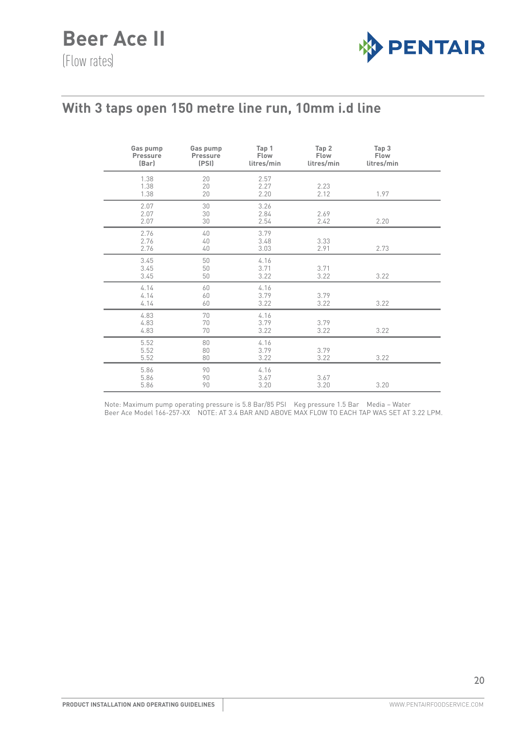# Beer Ace II

(Flow rates)

## With 3 taps open 150 metre line run, 10mm i.d line

| Gas pump Pressure (Bar) | Gas pump Pressure (PSI) | Tap 1 Flow litres/min | Tap 2 Flow litres/min | Tap 3 Flow litres/min |
|---|---|---|---|---|
| 1.38 | 20 | 2.57 | | |
| 1.38 | 20 | 2.27 | 2.23 | |
| 1.38 | 20 | 2.20 | 2.12 | 1.97 |
| 2.07 | 30 | 3.26 | | |
| 2.07 | 30 | 2.84 | 2.69 | |
| 2.07 | 30 | 2.54 | 2.42 | 2.20 |
| 2.76 | 40 | 3.79 | | |
| 2.76 | 40 | 3.48 | 3.33 | |
| 2.76 | 40 | 3.03 | 2.91 | 2.73 |
| 3.45 | 50 | 4.16 | | |
| 3.45 | 50 | 3.71 | 3.71 | |
| 3.45 | 50 | 3.22 | 3.22 | 3.22 |
| 4.14 | 60 | 4.16 | | |
| 4.14 | 60 | 3.79 | 3.79 | |
| 4.14 | 60 | 3.22 | 3.22 | 3.22 |
| 4.83 | 70 | 4.16 | | |
| 4.83 | 70 | 3.79 | 3.79 | |
| 4.83 | 70 | 3.22 | 3.22 | 3.22 |
| 5.52 | 80 | 4.16 | | |
| 5.52 | 80 | 3.79 | 3.79 | |
| 5.52 | 80 | 3.22 | 3.22 | 3.22 |
| 5.86 | 90 | 4.16 | | |
| 5.86 | 90 | 3.67 | 3.67 | |
| 5.86 | 90 | 3.20 | 3.20 | 3.20 |

Note: Maximum pump operating pressure is 5.8 Bar/85 PSI Keg pressure 1.5 Bar Media – Water
Beer Ace Model 166-257-XX NOTE: AT 3.4 BAR AND ABOVE MAX FLOW TO EACH TAP WAS SET AT 3.22 LPM.